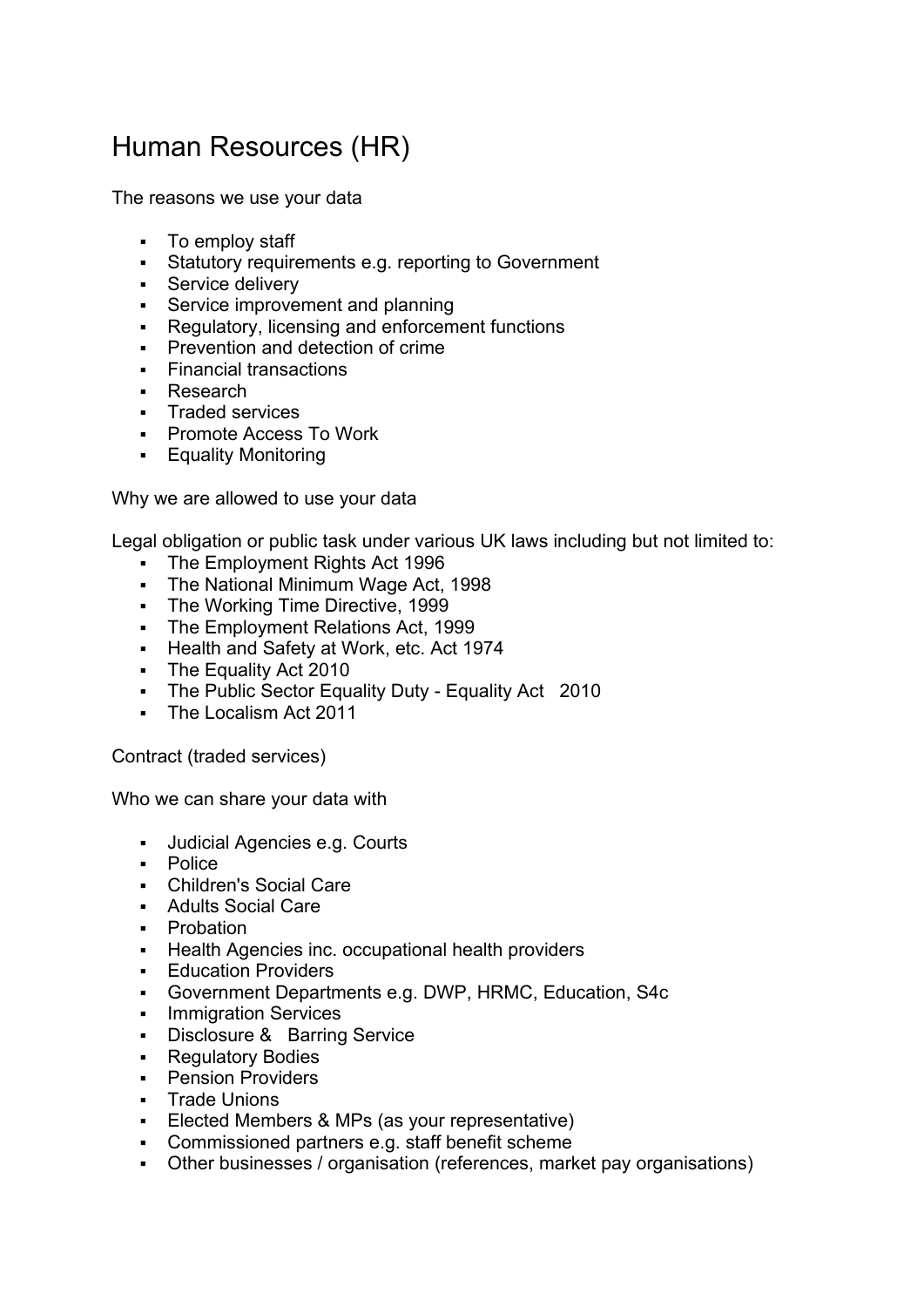# Human Resources (HR)

The reasons we use your data

- To employ staff
- Statutory requirements e.g. reporting to Government
- Service delivery
- Service improvement and planning
- Regulatory, licensing and enforcement functions
- Prevention and detection of crime
- Financial transactions
- Research
- Traded services
- Promote Access To Work
- Equality Monitoring

Why we are allowed to use your data

Legal obligation or public task under various UK laws including but not limited to:

- The Employment Rights Act 1996
- The National Minimum Wage Act, 1998
- The Working Time Directive, 1999
- The Employment Relations Act, 1999
- Health and Safety at Work, etc. Act 1974
- The Equality Act 2010
- The Public Sector Equality Duty - Equality Act 2010
- The Localism Act 2011

Contract (traded services)

Who we can share your data with

- Judicial Agencies e.g. Courts
- Police
- Children's Social Care
- Adults Social Care
- Probation
- Health Agencies inc. occupational health providers
- Education Providers
- Government Departments e.g. DWP, HRMC, Education, S4c
- Immigration Services
- Disclosure & Barring Service
- Regulatory Bodies
- Pension Providers
- Trade Unions
- Elected Members & MPs (as your representative)
- Commissioned partners e.g. staff benefit scheme
- Other businesses / organisation (references, market pay organisations)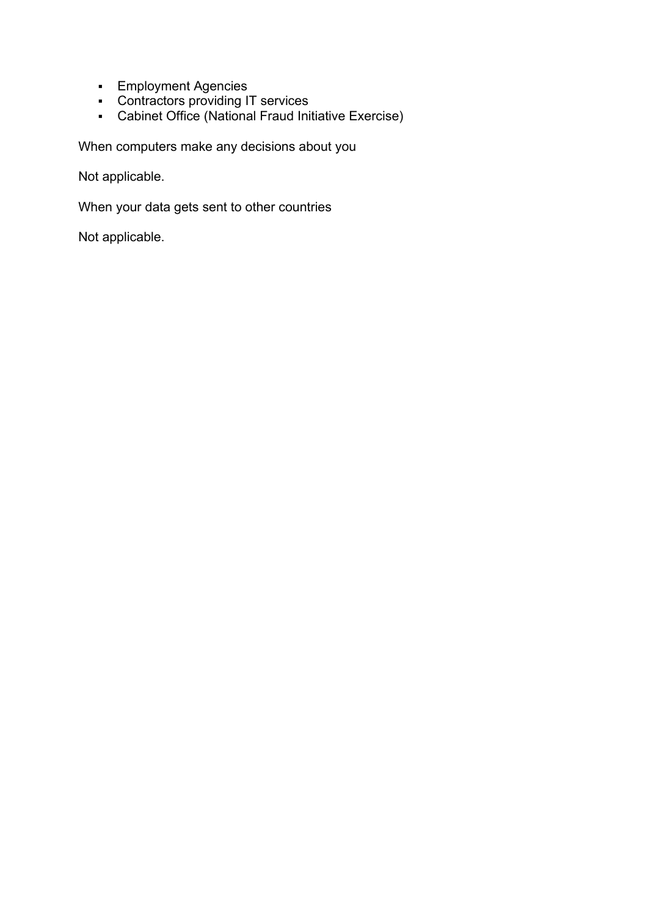- Employment Agencies
- Contractors providing IT services
- Cabinet Office (National Fraud Initiative Exercise)

When computers make any decisions about you

Not applicable.

When your data gets sent to other countries

Not applicable.